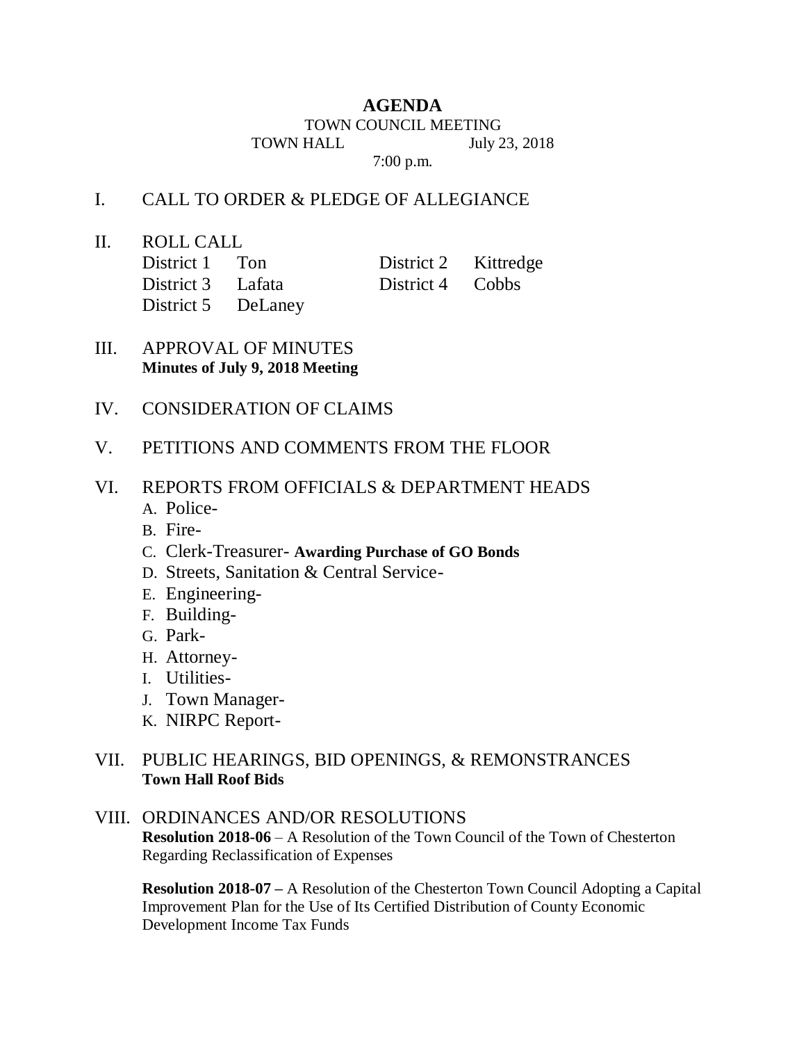# AGENDA

TOWN COUNCIL MEETING

TOWN HALL July 23, 2018

7:00 p.m.

## I. CALL TO ORDER & PLEDGE OF ALLEGIANCE

## II. ROLL CALL

| | | | |
|---|---|---|---|
| District 1 | Ton | District 2 | Kittredge |
| District 3 | Lafata | District 4 | Cobbs |
| District 5 | DeLaney | | |

## III. APPROVAL OF MINUTES

**Minutes of July 9, 2018 Meeting**

## IV. CONSIDERATION OF CLAIMS

## V. PETITIONS AND COMMENTS FROM THE FLOOR

## VI. REPORTS FROM OFFICIALS & DEPARTMENT HEADS

A. Police-
B. Fire-
C. Clerk-Treasurer- **Awarding Purchase of GO Bonds**
D. Streets, Sanitation & Central Service-
E. Engineering-
F. Building-
G. Park-
H. Attorney-
I. Utilities-
J. Town Manager-
K. NIRPC Report-

## VII. PUBLIC HEARINGS, BID OPENINGS, & REMONSTRANCES

**Town Hall Roof Bids**

## VIII. ORDINANCES AND/OR RESOLUTIONS

**Resolution 2018-06** – A Resolution of the Town Council of the Town of Chesterton Regarding Reclassification of Expenses

**Resolution 2018-07 –** A Resolution of the Chesterton Town Council Adopting a Capital Improvement Plan for the Use of Its Certified Distribution of County Economic Development Income Tax Funds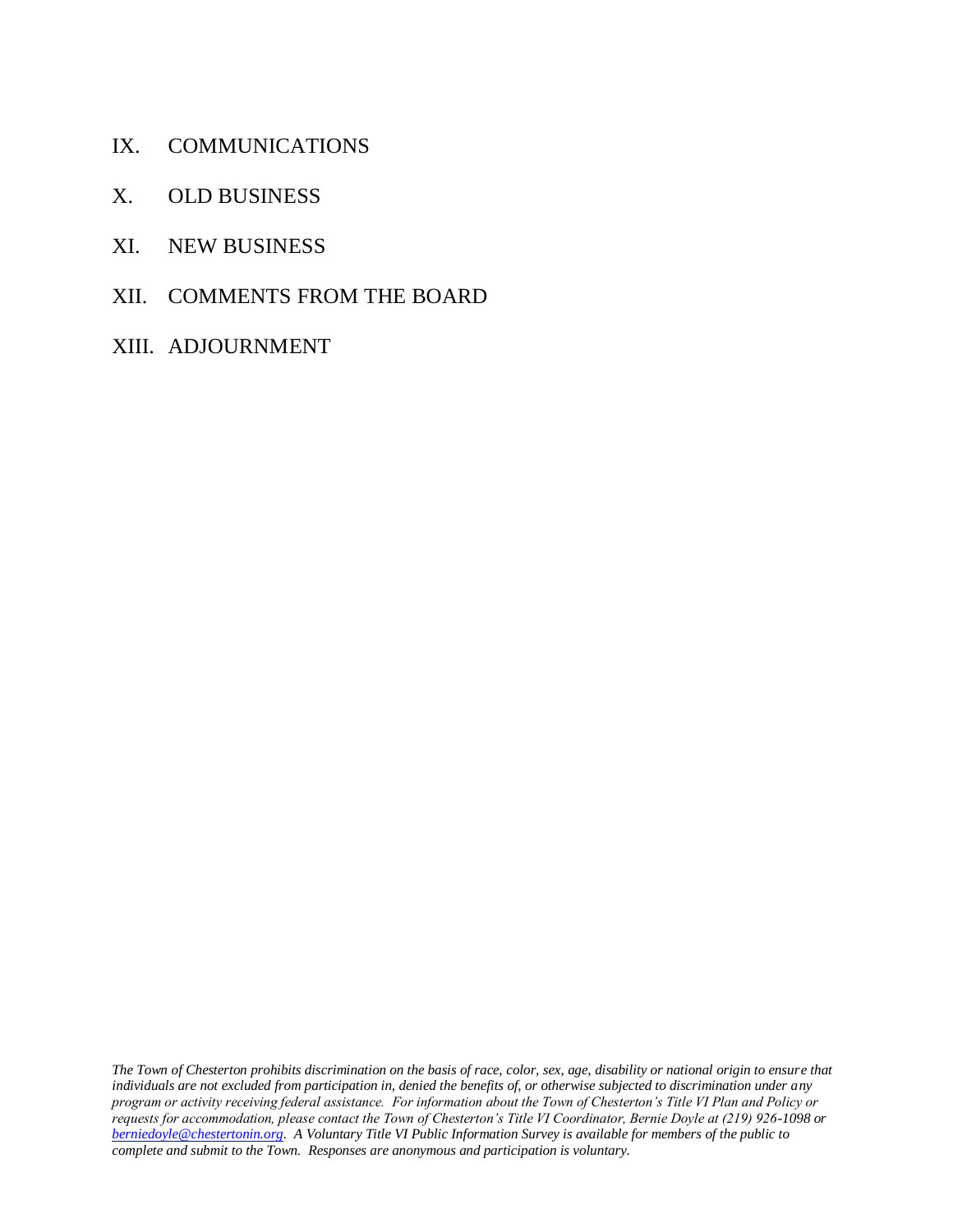IX. COMMUNICATIONS

X. OLD BUSINESS

XI. NEW BUSINESS

XII. COMMENTS FROM THE BOARD

XIII. ADJOURNMENT

*The Town of Chesterton prohibits discrimination on the basis of race, color, sex, age, disability or national origin to ensure that individuals are not excluded from participation in, denied the benefits of, or otherwise subjected to discrimination under any program or activity receiving federal assistance. For information about the Town of Chesterton's Title VI Plan and Policy or requests for accommodation, please contact the Town of Chesterton's Title VI Coordinator, Bernie Doyle at (219) 926-1098 or berniedoyle@chestertonin.org. A Voluntary Title VI Public Information Survey is available for members of the public to complete and submit to the Town. Responses are anonymous and participation is voluntary.*